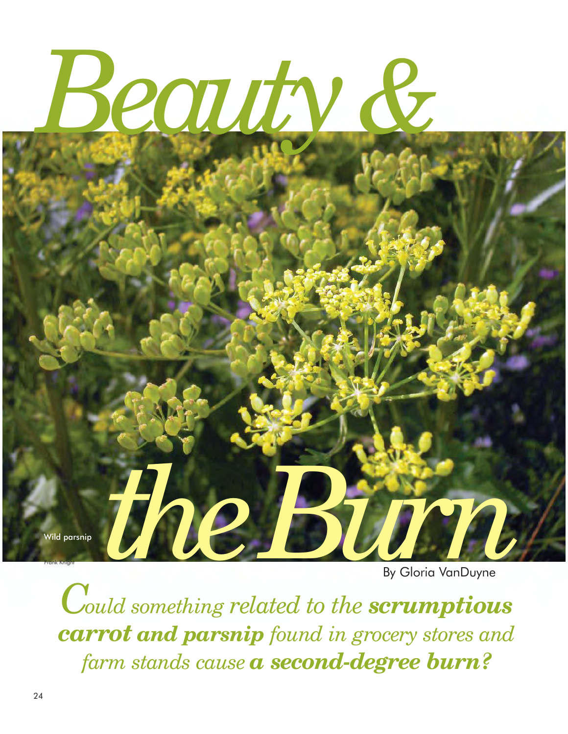# Beauty & the Burn

Wild parsnip

Frank Knight

By Gloria VanDuyne

*Could something related to the **scrumptious carrot and parsnip** found in grocery stores and farm stands cause **a second-degree burn?***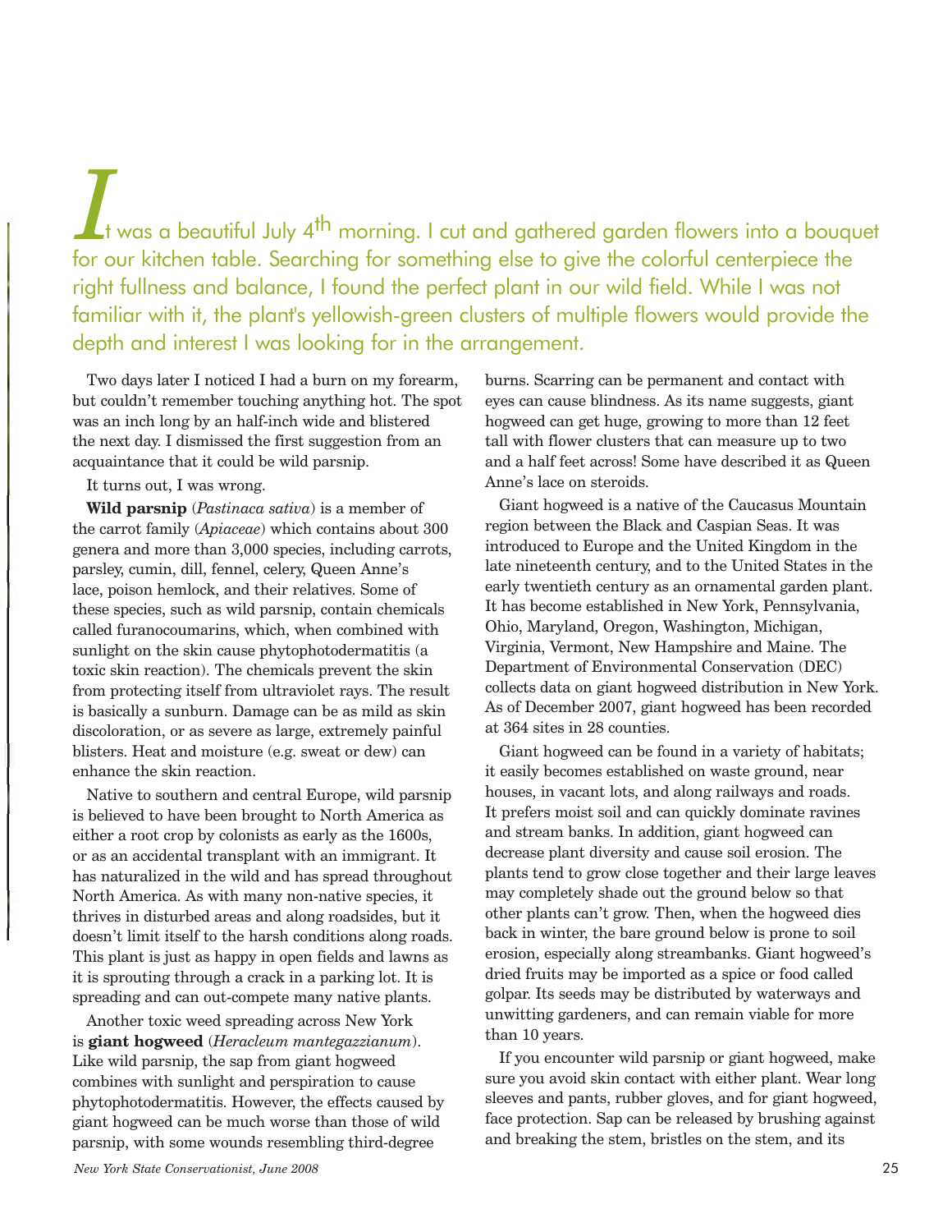It was a beautiful July 4th morning. I cut and gathered garden flowers into a bouquet for our kitchen table. Searching for something else to give the colorful centerpiece the right fullness and balance, I found the perfect plant in our wild field. While I was not familiar with it, the plant's yellowish-green clusters of multiple flowers would provide the depth and interest I was looking for in the arrangement.

Two days later I noticed I had a burn on my forearm, but couldn't remember touching anything hot. The spot was an inch long by an half-inch wide and blistered the next day. I dismissed the first suggestion from an acquaintance that it could be wild parsnip.

It turns out, I was wrong.

**Wild parsnip** (*Pastinaca sativa*) is a member of the carrot family (*Apiaceae*) which contains about 300 genera and more than 3,000 species, including carrots, parsley, cumin, dill, fennel, celery, Queen Anne's lace, poison hemlock, and their relatives. Some of these species, such as wild parsnip, contain chemicals called furanocoumarins, which, when combined with sunlight on the skin cause phytophotodermatitis (a toxic skin reaction). The chemicals prevent the skin from protecting itself from ultraviolet rays. The result is basically a sunburn. Damage can be as mild as skin discoloration, or as severe as large, extremely painful blisters. Heat and moisture (e.g. sweat or dew) can enhance the skin reaction.

Native to southern and central Europe, wild parsnip is believed to have been brought to North America as either a root crop by colonists as early as the 1600s, or as an accidental transplant with an immigrant. It has naturalized in the wild and has spread throughout North America. As with many non-native species, it thrives in disturbed areas and along roadsides, but it doesn't limit itself to the harsh conditions along roads. This plant is just as happy in open fields and lawns as it is sprouting through a crack in a parking lot. It is spreading and can out-compete many native plants.

Another toxic weed spreading across New York is **giant hogweed** (*Heracleum mantegazzianum*). Like wild parsnip, the sap from giant hogweed combines with sunlight and perspiration to cause phytophotodermatitis. However, the effects caused by giant hogweed can be much worse than those of wild parsnip, with some wounds resembling third-degree burns. Scarring can be permanent and contact with eyes can cause blindness. As its name suggests, giant hogweed can get huge, growing to more than 12 feet tall with flower clusters that can measure up to two and a half feet across! Some have described it as Queen Anne's lace on steroids.

Giant hogweed is a native of the Caucasus Mountain region between the Black and Caspian Seas. It was introduced to Europe and the United Kingdom in the late nineteenth century, and to the United States in the early twentieth century as an ornamental garden plant. It has become established in New York, Pennsylvania, Ohio, Maryland, Oregon, Washington, Michigan, Virginia, Vermont, New Hampshire and Maine. The Department of Environmental Conservation (DEC) collects data on giant hogweed distribution in New York. As of December 2007, giant hogweed has been recorded at 364 sites in 28 counties.

Giant hogweed can be found in a variety of habitats; it easily becomes established on waste ground, near houses, in vacant lots, and along railways and roads. It prefers moist soil and can quickly dominate ravines and stream banks. In addition, giant hogweed can decrease plant diversity and cause soil erosion. The plants tend to grow close together and their large leaves may completely shade out the ground below so that other plants can't grow. Then, when the hogweed dies back in winter, the bare ground below is prone to soil erosion, especially along streambanks. Giant hogweed's dried fruits may be imported as a spice or food called golpar. Its seeds may be distributed by waterways and unwitting gardeners, and can remain viable for more than 10 years.

If you encounter wild parsnip or giant hogweed, make sure you avoid skin contact with either plant. Wear long sleeves and pants, rubber gloves, and for giant hogweed, face protection. Sap can be released by brushing against and breaking the stem, bristles on the stem, and its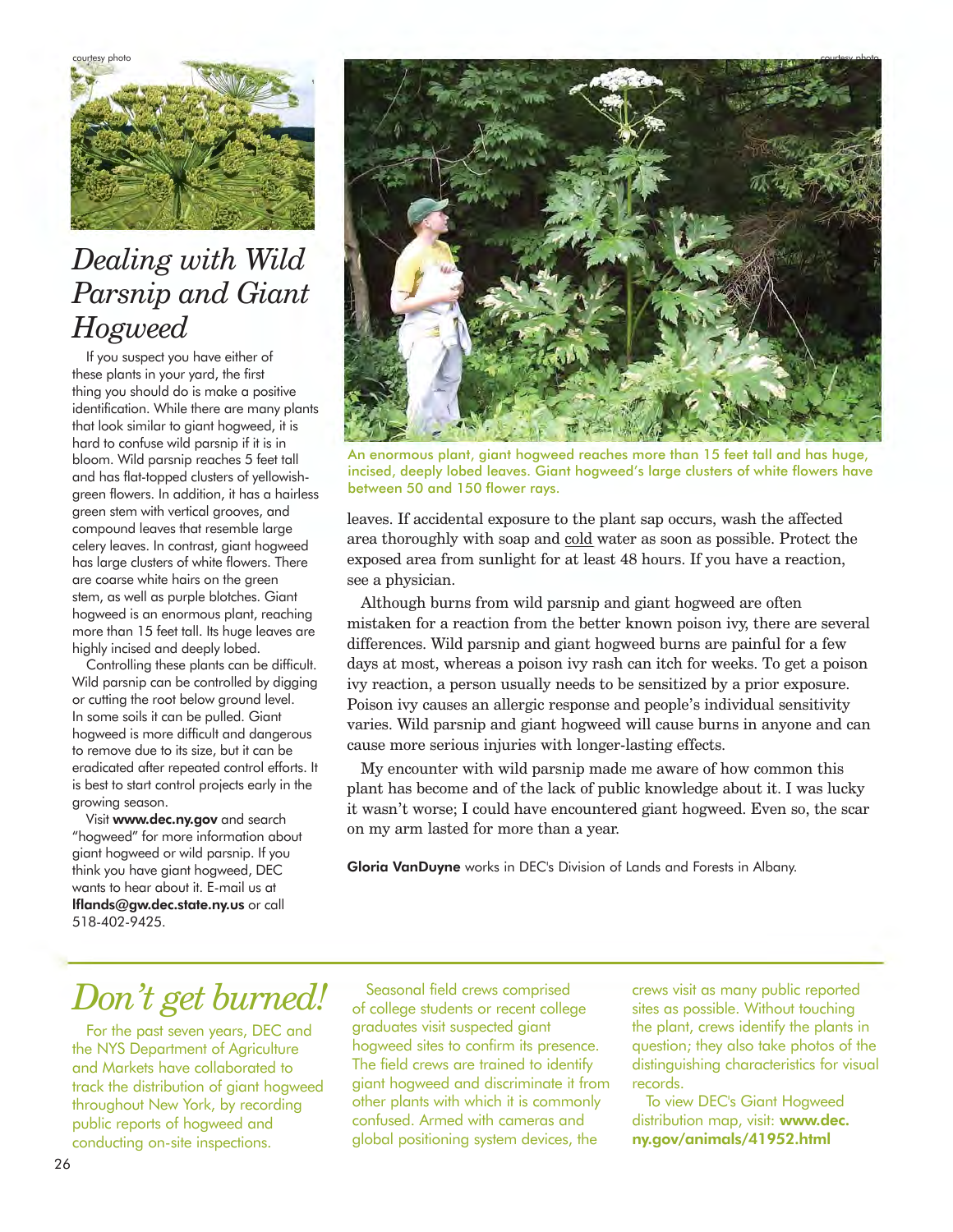courtesy photo

courtesy photo

## *Dealing with Wild Parsnip and Giant Hogweed*

If you suspect you have either of these plants in your yard, the first thing you should do is make a positive identification. While there are many plants that look similar to giant hogweed, it is hard to confuse wild parsnip if it is in bloom. Wild parsnip reaches 5 feet tall and has flat-topped clusters of yellowish-green flowers. In addition, it has a hairless green stem with vertical grooves, and compound leaves that resemble large celery leaves. In contrast, giant hogweed has large clusters of white flowers. There are coarse white hairs on the green stem, as well as purple blotches. Giant hogweed is an enormous plant, reaching more than 15 feet tall. Its huge leaves are highly incised and deeply lobed.

Controlling these plants can be difficult. Wild parsnip can be controlled by digging or cutting the root below ground level. In some soils it can be pulled. Giant hogweed is more difficult and dangerous to remove due to its size, but it can be eradicated after repeated control efforts. It is best to start control projects early in the growing season.

Visit **www.dec.ny.gov** and search "hogweed" for more information about giant hogweed or wild parsnip. If you think you have giant hogweed, DEC wants to hear about it. E-mail us at **lflands@gw.dec.state.ny.us** or call 518-402-9425.

An enormous plant, giant hogweed reaches more than 15 feet tall and has huge, incised, deeply lobed leaves. Giant hogweed's large clusters of white flowers have between 50 and 150 flower rays.

leaves. If accidental exposure to the plant sap occurs, wash the affected area thoroughly with soap and cold water as soon as possible. Protect the exposed area from sunlight for at least 48 hours. If you have a reaction, see a physician.

Although burns from wild parsnip and giant hogweed are often mistaken for a reaction from the better known poison ivy, there are several differences. Wild parsnip and giant hogweed burns are painful for a few days at most, whereas a poison ivy rash can itch for weeks. To get a poison ivy reaction, a person usually needs to be sensitized by a prior exposure. Poison ivy causes an allergic response and people's individual sensitivity varies. Wild parsnip and giant hogweed will cause burns in anyone and can cause more serious injuries with longer-lasting effects.

My encounter with wild parsnip made me aware of how common this plant has become and of the lack of public knowledge about it. I was lucky it wasn't worse; I could have encountered giant hogweed. Even so, the scar on my arm lasted for more than a year.

**Gloria VanDuyne** works in DEC's Division of Lands and Forests in Albany.

## *Don't get burned!*

For the past seven years, DEC and the NYS Department of Agriculture and Markets have collaborated to track the distribution of giant hogweed throughout New York, by recording public reports of hogweed and conducting on-site inspections.

Seasonal field crews comprised of college students or recent college graduates visit suspected giant hogweed sites to confirm its presence. The field crews are trained to identify giant hogweed and discriminate it from other plants with which it is commonly confused. Armed with cameras and global positioning system devices, the crews visit as many public reported sites as possible. Without touching the plant, crews identify the plants in question; they also take photos of the distinguishing characteristics for visual records.

To view DEC's Giant Hogweed distribution map, visit: **www.dec.ny.gov/animals/41952.html**